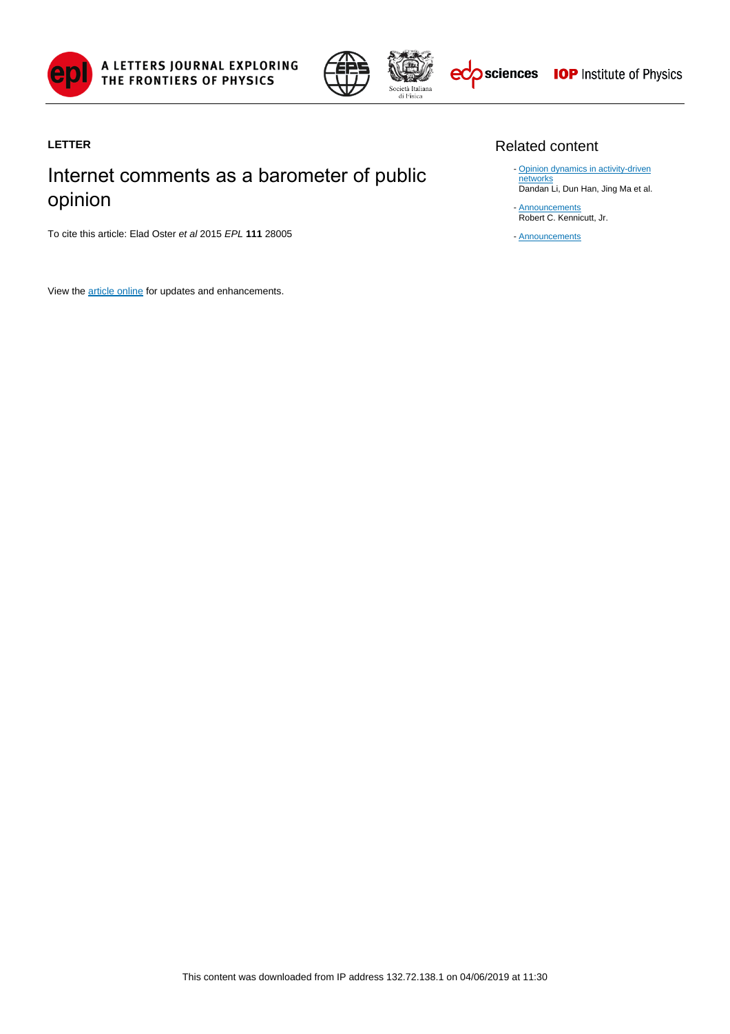**LETTER**

# Internet comments as a barometer of public opinion

To cite this article: Elad Oster *et al* 2015 *EPL* **111** 28005

View the article online for updates and enhancements.

## Related content

- Opinion dynamics in activity-driven networks
Dandan Li, Dun Han, Jing Ma et al.

- Announcements
Robert C. Kennicutt, Jr.

- Announcements

This content was downloaded from IP address 132.72.138.1 on 04/06/2019 at 11:30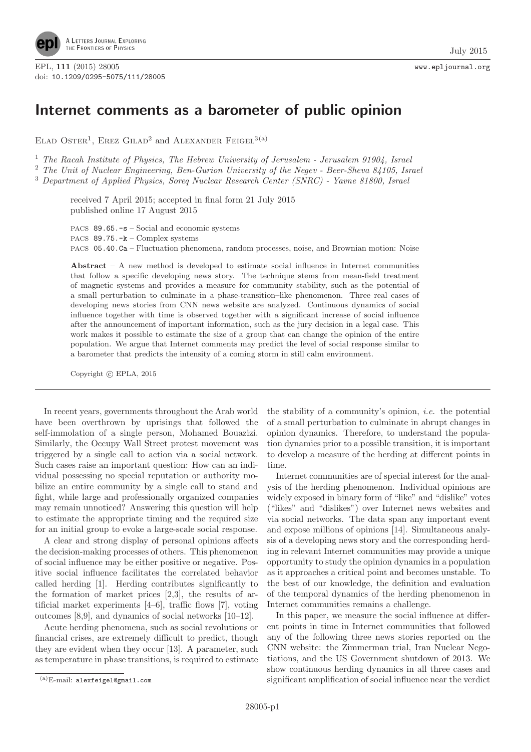# Internet comments as a barometer of public opinion

Elad Oster[1], Erez Gilad[2] and Alexander Feigel[3(a)]

[1] *The Racah Institute of Physics, The Hebrew University of Jerusalem - Jerusalem 91904, Israel*
[2] *The Unit of Nuclear Engineering, Ben-Gurion University of the Negev - Beer-Sheva 84105, Israel*
[3] *Department of Applied Physics, Soreq Nuclear Research Center (SNRC) - Yavne 81800, Israel*

received 7 April 2015; accepted in final form 21 July 2015
published online 17 August 2015

PACS 89.65.-s – Social and economic systems
PACS 89.75.-k – Complex systems
PACS 05.40.Ca – Fluctuation phenomena, random processes, noise, and Brownian motion: Noise

**Abstract** – A new method is developed to estimate social influence in Internet communities that follow a specific developing news story. The technique stems from mean-field treatment of magnetic systems and provides a measure for community stability, such as the potential of a small perturbation to culminate in a phase-transition–like phenomenon. Three real cases of developing news stories from CNN news website are analyzed. Continuous dynamics of social influence together with time is observed together with a significant increase of social influence after the announcement of important information, such as the jury decision in a legal case. This work makes it possible to estimate the size of a group that can change the opinion of the entire population. We argue that Internet comments may predict the level of social response similar to a barometer that predicts the intensity of a coming storm in still calm environment.

Copyright © EPLA, 2015

In recent years, governments throughout the Arab world have been overthrown by uprisings that followed the self-immolation of a single person, Mohamed Bouazizi. Similarly, the Occupy Wall Street protest movement was triggered by a single call to action via a social network. Such cases raise an important question: How can an individual possessing no special reputation or authority mobilize an entire community by a single call to stand and fight, while large and professionally organized companies may remain unnoticed? Answering this question will help to estimate the appropriate timing and the required size for an initial group to evoke a large-scale social response.

A clear and strong display of personal opinions affects the decision-making processes of others. This phenomenon of social influence may be either positive or negative. Positive social influence facilitates the correlated behavior called herding [1]. Herding contributes significantly to the formation of market prices [2,3], the results of artificial market experiments [4–6], traffic flows [7], voting outcomes [8,9], and dynamics of social networks [10–12].

Acute herding phenomena, such as social revolutions or financial crises, are extremely difficult to predict, though they are evident when they occur [13]. A parameter, such as temperature in phase transitions, is required to estimate the stability of a community's opinion, *i.e.* the potential of a small perturbation to culminate in abrupt changes in opinion dynamics. Therefore, to understand the population dynamics prior to a possible transition, it is important to develop a measure of the herding at different points in time.

Internet communities are of special interest for the analysis of the herding phenomenon. Individual opinions are widely exposed in binary form of "like" and "dislike" votes ("likes" and "dislikes") over Internet news websites and via social networks. The data span any important event and expose millions of opinions [14]. Simultaneous analysis of a developing news story and the corresponding herding in relevant Internet communities may provide a unique opportunity to study the opinion dynamics in a population as it approaches a critical point and becomes unstable. To the best of our knowledge, the definition and evaluation of the temporal dynamics of the herding phenomenon in Internet communities remains a challenge.

In this paper, we measure the social influence at different points in time in Internet communities that followed any of the following three news stories reported on the CNN website: the Zimmerman trial, Iran Nuclear Negotiations, and the US Government shutdown of 2013. We show continuous herding dynamics in all three cases and significant amplification of social influence near the verdict

(a)E-mail: alexfeigel@gmail.com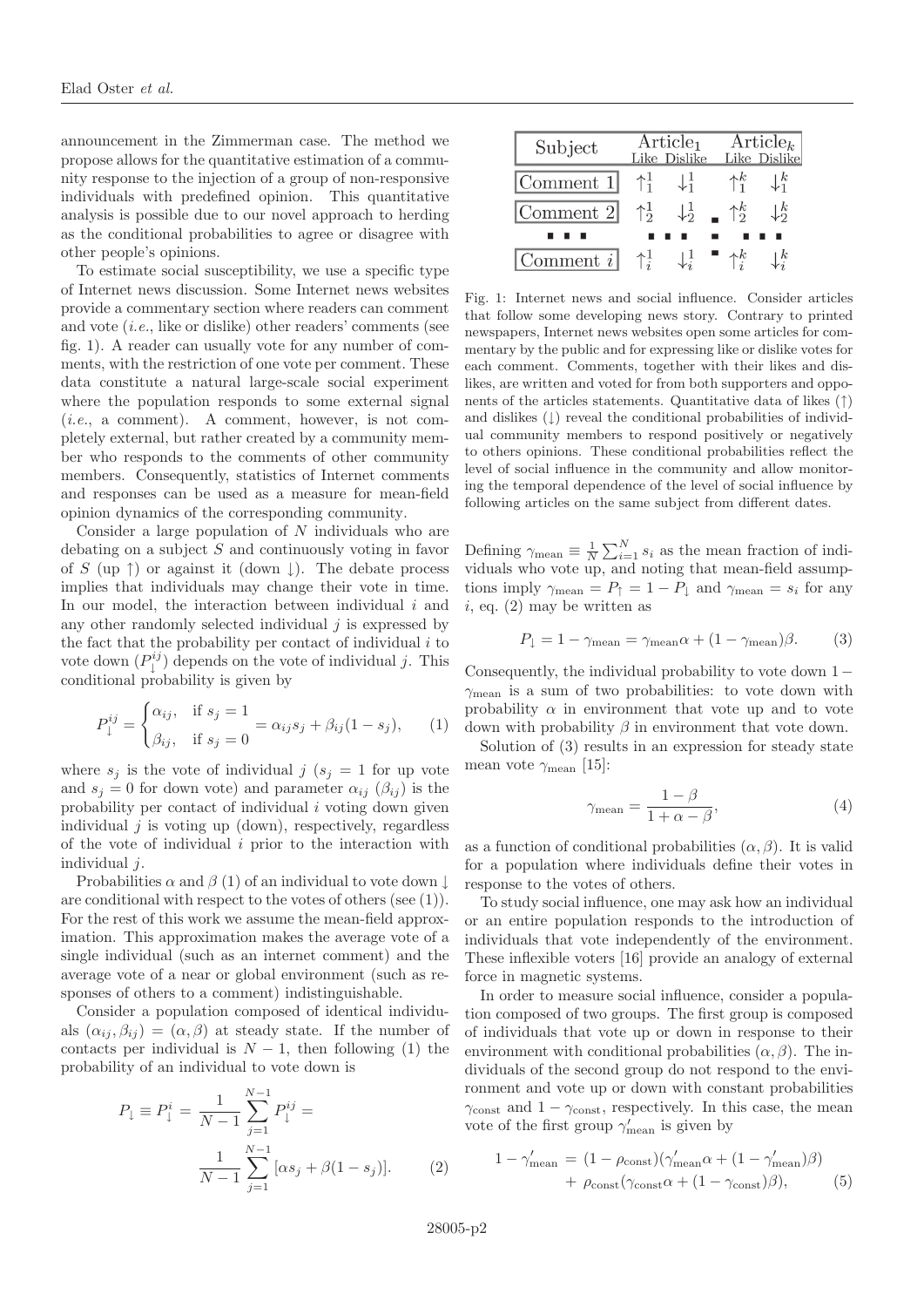announcement in the Zimmerman case. The method we propose allows for the quantitative estimation of a community response to the injection of a group of non-responsive individuals with predefined opinion. This quantitative analysis is possible due to our novel approach to herding as the conditional probabilities to agree or disagree with other people's opinions.

To estimate social susceptibility, we use a specific type of Internet news discussion. Some Internet news websites provide a commentary section where readers can comment and vote (*i.e.*, like or dislike) other readers' comments (see fig. 1). A reader can usually vote for any number of comments, with the restriction of one vote per comment. These data constitute a natural large-scale social experiment where the population responds to some external signal (*i.e.*, a comment). A comment, however, is not completely external, but rather created by a community member who responds to the comments of other community members. Consequently, statistics of Internet comments and responses can be used as a measure for mean-field opinion dynamics of the corresponding community.

Consider a large population of $N$ individuals who are debating on a subject $S$ and continuously voting in favor of $S$ (up $\uparrow$) or against it (down $\downarrow$). The debate process implies that individuals may change their vote in time. In our model, the interaction between individual $i$ and any other randomly selected individual $j$ is expressed by the fact that the probability per contact of individual $i$ to vote down ($P_{\downarrow}^{ij}$) depends on the vote of individual $j$. This conditional probability is given by

$$P_{\downarrow}^{ij} = \begin{cases} \alpha_{ij}, & \text{if } s_j = 1 \\ \beta_{ij}, & \text{if } s_j = 0 \end{cases} = \alpha_{ij} s_j + \beta_{ij}(1 - s_j), \qquad (1)$$

where $s_j$ is the vote of individual $j$ ($s_j = 1$ for up vote and $s_j = 0$ for down vote) and parameter $\alpha_{ij}$ ($\beta_{ij}$) is the probability per contact of individual $i$ voting down given individual $j$ is voting up (down), respectively, regardless of the vote of individual $i$ prior to the interaction with individual $j$.

Probabilities $\alpha$ and $\beta$ (1) of an individual to vote down $\downarrow$ are conditional with respect to the votes of others (see (1)). For the rest of this work we assume the mean-field approximation. This approximation makes the average vote of a single individual (such as an internet comment) and the average vote of a near or global environment (such as responses of others to a comment) indistinguishable.

Consider a population composed of identical individuals $(\alpha_{ij}, \beta_{ij}) = (\alpha, \beta)$ at steady state. If the number of contacts per individual is $N - 1$, then following (1) the probability of an individual to vote down is

$$P_{\downarrow} \equiv P_{\downarrow}^{i} = \frac{1}{N-1} \sum_{j=1}^{N-1} P_{\downarrow}^{ij} = \frac{1}{N-1} \sum_{j=1}^{N-1} [\alpha s_j + \beta(1 - s_j)]. \qquad (2)$$

| Subject | Article$_1$ Like | Article$_1$ Dislike | | Article$_k$ Like | Article$_k$ Dislike |
|---|---|---|---|---|---|
| Comment 1 | $\uparrow_1^1$ | $\downarrow_1^1$ | | $\uparrow_1^k$ | $\downarrow_1^k$ |
| Comment 2 | $\uparrow_2^1$ | $\downarrow_2^1$ | ... | $\uparrow_2^k$ | $\downarrow_2^k$ |
| ... | ... | ... | | ... | ... |
| Comment $i$ | $\uparrow_i^1$ | $\downarrow_i^1$ | | $\uparrow_i^k$ | $\downarrow_i^k$ |

Fig. 1: Internet news and social influence. Consider articles that follow some developing news story. Contrary to printed newspapers, Internet news websites open some articles for commentary by the public and for expressing like or dislike votes for each comment. Comments, together with their likes and dislikes, are written and voted for from both supporters and opponents of the articles statements. Quantitative data of likes ($\uparrow$) and dislikes ($\downarrow$) reveal the conditional probabilities of individual community members to respond positively or negatively to others opinions. These conditional probabilities reflect the level of social influence in the community and allow monitoring the temporal dependence of the level of social influence by following articles on the same subject from different dates.

Defining $\gamma_{\text{mean}} \equiv \frac{1}{N} \sum_{i=1}^{N} s_i$ as the mean fraction of individuals who vote up, and noting that mean-field assumptions imply $\gamma_{\text{mean}} = P_{\uparrow} = 1 - P_{\downarrow}$ and $\gamma_{\text{mean}} = s_i$ for any $i$, eq. (2) may be written as

$$P_{\downarrow} = 1 - \gamma_{\text{mean}} = \gamma_{\text{mean}}\alpha + (1 - \gamma_{\text{mean}})\beta. \qquad (3)$$

Consequently, the individual probability to vote down $1 - \gamma_{\text{mean}}$ is a sum of two probabilities: to vote down with probability $\alpha$ in environment that vote up and to vote down with probability $\beta$ in environment that vote down.

Solution of (3) results in an expression for steady state mean vote $\gamma_{\text{mean}}$ [15]:

$$\gamma_{\text{mean}} = \frac{1 - \beta}{1 + \alpha - \beta}, \qquad (4)$$

as a function of conditional probabilities $(\alpha, \beta)$. It is valid for a population where individuals define their votes in response to the votes of others.

To study social influence, one may ask how an individual or an entire population responds to the introduction of individuals that vote independently of the environment. These inflexible voters [16] provide an analogy of external force in magnetic systems.

In order to measure social influence, consider a population composed of two groups. The first group is composed of individuals that vote up or down in response to their environment with conditional probabilities $(\alpha, \beta)$. The individuals of the second group do not respond to the environment and vote up or down with constant probabilities $\gamma_{\text{const}}$ and $1 - \gamma_{\text{const}}$, respectively. In this case, the mean vote of the first group $\gamma'_{\text{mean}}$ is given by

$$1 - \gamma'_{\text{mean}} = (1 - \rho_{\text{const}})(\gamma'_{\text{mean}}\alpha + (1 - \gamma'_{\text{mean}})\beta) + \rho_{\text{const}}(\gamma_{\text{const}}\alpha + (1 - \gamma_{\text{const}})\beta), \qquad (5)$$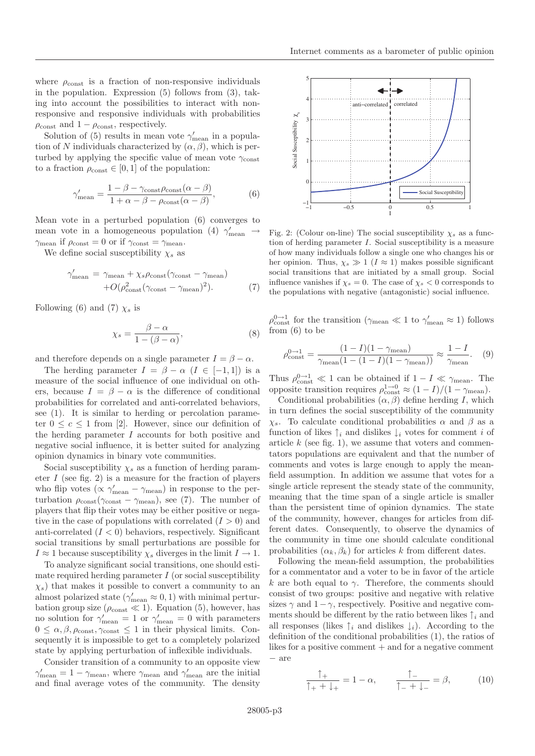where $\rho_{\rm const}$ is a fraction of non-responsive individuals in the population. Expression (5) follows from (3), taking into account the possibilities to interact with non-responsive and responsive individuals with probabilities $\rho_{\rm const}$ and $1-\rho_{\rm const}$, respectively.

Solution of (5) results in mean vote $\gamma'_{\rm mean}$ in a population of $N$ individuals characterized by $(\alpha, \beta)$, which is perturbed by applying the specific value of mean vote $\gamma_{\rm const}$ to a fraction $\rho_{\rm const} \in [0,1]$ of the population:

$$\gamma'_{\rm mean} = \frac{1-\beta-\gamma_{\rm const}\rho_{\rm const}(\alpha-\beta)}{1+\alpha-\beta-\rho_{\rm const}(\alpha-\beta)}, \qquad (6)$$

Mean vote in a perturbed population (6) converges to mean vote in a homogeneous population (4) $\gamma'_{\rm mean} \to \gamma_{\rm mean}$ if $\rho_{\rm const} = 0$ or if $\gamma_{\rm const} = \gamma_{\rm mean}$.

We define social susceptibility $\chi_s$ as

$$\begin{aligned}\gamma'_{\rm mean} &= \gamma_{\rm mean} + \chi_s \rho_{\rm const}(\gamma_{\rm const} - \gamma_{\rm mean}) \\ &\quad + O(\rho^2_{\rm const}(\gamma_{\rm const} - \gamma_{\rm mean})^2). \end{aligned} \qquad (7)$$

Following (6) and (7) $\chi_s$ is

$$\chi_s = \frac{\beta-\alpha}{1-(\beta-\alpha)}, \qquad (8)$$

and therefore depends on a single parameter $I = \beta - \alpha$.

The herding parameter $I = \beta - \alpha$ ($I \in [-1, 1]$) is a measure of the social influence of one individual on others, because $I = \beta - \alpha$ is the difference of conditional probabilities for correlated and anti-correlated behaviors, see (1). It is similar to herding or percolation parameter $0 \leq c \leq 1$ from [2]. However, since our definition of the herding parameter $I$ accounts for both positive and negative social influence, it is better suited for analyzing opinion dynamics in binary vote communities.

Social susceptibility $\chi_s$ as a function of herding parameter $I$ (see fig. 2) is a measure for the fraction of players who flip votes ($\propto \gamma'_{\rm mean} - \gamma_{\rm mean}$) in response to the perturbation $\rho_{\rm const}(\gamma_{\rm const} - \gamma_{\rm mean})$, see (7). The number of players that flip their votes may be either positive or negative in the case of populations with correlated ($I > 0$) and anti-correlated ($I < 0$) behaviors, respectively. Significant social transitions by small perturbations are possible for $I \approx 1$ because susceptibility $\chi_s$ diverges in the limit $I \to 1$.

To analyze significant social transitions, one should estimate required herding parameter $I$ (or social susceptibility $\chi_s$) that makes it possible to convert a community to an almost polarized state ($\gamma'_{\rm mean} \approx 0, 1$) with minimal perturbation group size ($\rho_{\rm const} \ll 1$). Equation (5), however, has no solution for $\gamma'_{\rm mean} = 1$ or $\gamma'_{\rm mean} = 0$ with parameters $0 \leq \alpha, \beta, \rho_{\rm const}, \gamma_{\rm const} \leq 1$ in their physical limits. Consequently it is impossible to get to a completely polarized state by applying perturbation of inflexible individuals.

Consider transition of a community to an opposite view $\gamma'_{\rm mean} = 1 - \gamma_{\rm mean}$, where $\gamma_{\rm mean}$ and $\gamma'_{\rm mean}$ are the initial and final average votes of the community. The density $\rho^{0\to 1}_{\rm const}$ for the transition ($\gamma_{\rm mean} \ll 1$ to $\gamma'_{\rm mean} \approx 1$) follows from (6) to be

$$\rho^{0\to1}_{\rm const} = \frac{(1-I)(1-\gamma_{\rm mean})}{\gamma_{\rm mean}(1-(1-I)(1-\gamma_{\rm mean}))} \approx \frac{1-I}{\gamma_{\rm mean}}. \qquad (9)$$

Thus $\rho^{0\to1}_{\rm const} \ll 1$ can be obtained if $1 - I \ll \gamma_{\rm mean}$. The opposite transition requires $\rho^{1\to0}_{\rm const} \approx (1-I)/(1-\gamma_{\rm mean})$.

Fig. 2: (Colour on-line) The social susceptibility $\chi_s$ as a function of herding parameter $I$. Social susceptibility is a measure of how many individuals follow a single one who changes his or her opinion. Thus, $\chi_s \gg 1$ ($I \approx 1$) makes possible significant social transitions that are initiated by a small group. Social influence vanishes if $\chi_s = 0$. The case of $\chi_s < 0$ corresponds to the populations with negative (antagonistic) social influence.

Conditional probabilities $(\alpha, \beta)$ define herding $I$, which in turn defines the social susceptibility of the community $\chi_s$. To calculate conditional probabilities $\alpha$ and $\beta$ as a function of likes $\uparrow_i$ and dislikes $\downarrow_i$ votes for comment $i$ of article $k$ (see fig. 1), we assume that voters and commentators populations are equivalent and that the number of comments and votes is large enough to apply the mean-field assumption. In addition we assume that votes for a single article represent the steady state of the community, meaning that the time span of a single article is smaller than the persistent time of opinion dynamics. The state of the community, however, changes for articles from different dates. Consequently, to observe the dynamics of the community in time one should calculate conditional probabilities $(\alpha_k, \beta_k)$ for articles $k$ from different dates.

Following the mean-field assumption, the probabilities for a commentator and a voter to be in favor of the article $k$ are both equal to $\gamma$. Therefore, the comments should consist of two groups: positive and negative with relative sizes $\gamma$ and $1-\gamma$, respectively. Positive and negative comments should be different by the ratio between likes $\uparrow_i$ and all responses (likes $\uparrow_i$ and dislikes $\downarrow_i$). According to the definition of the conditional probabilities (1), the ratios of likes for a positive comment + and for a negative comment − are

$$\frac{\uparrow_+}{\uparrow_+ + \downarrow_+} = 1-\alpha, \qquad \frac{\uparrow_-}{\uparrow_- + \downarrow_-} = \beta, \qquad (10)$$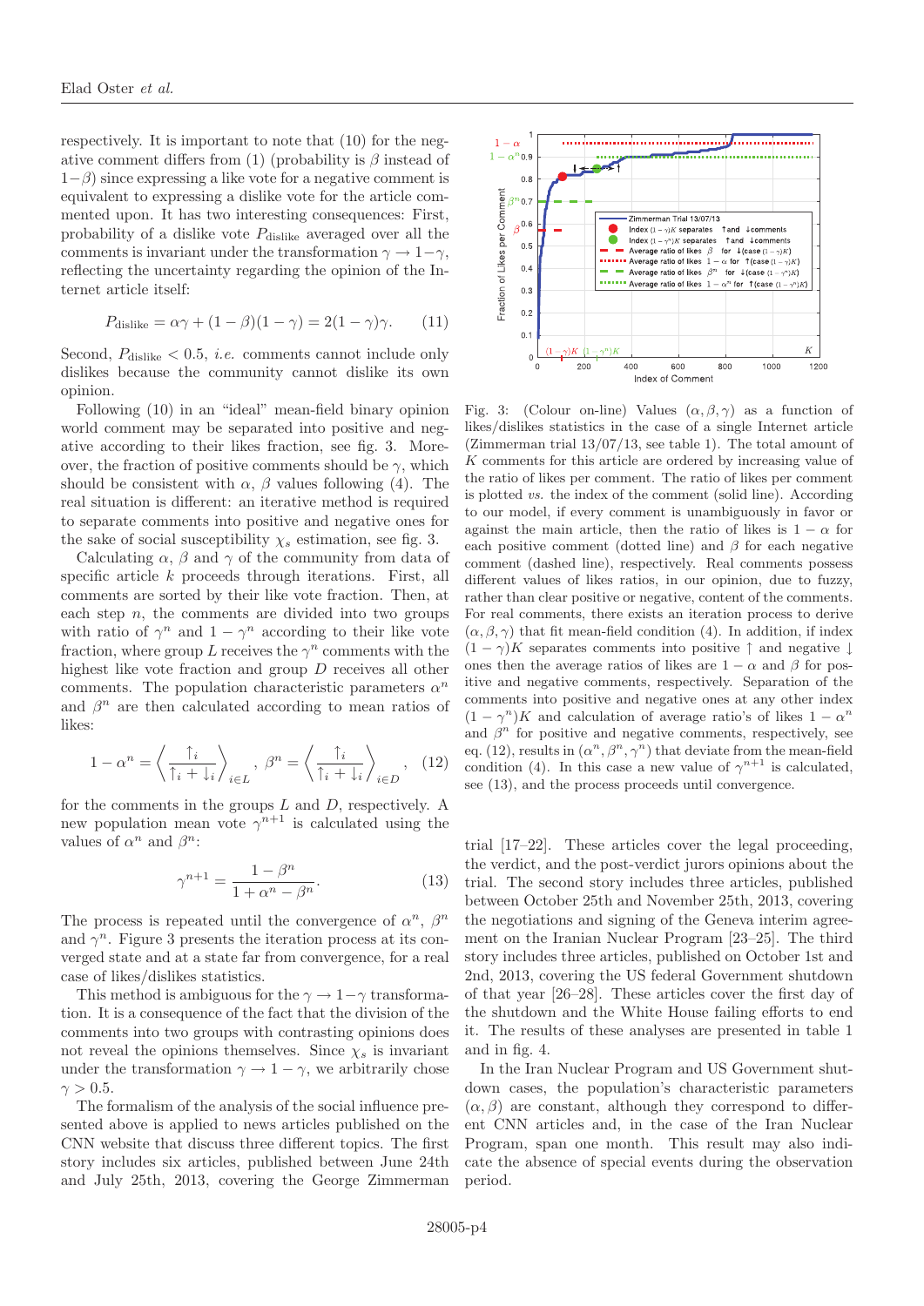respectively. It is important to note that (10) for the negative comment differs from (1) (probability is $\beta$ instead of $1-\beta$) since expressing a like vote for a negative comment is equivalent to expressing a dislike vote for the article commented upon. It has two interesting consequences: First, probability of a dislike vote $P_{\text{dislike}}$ averaged over all the comments is invariant under the transformation $\gamma \to 1-\gamma$, reflecting the uncertainty regarding the opinion of the Internet article itself:

$$P_{\text{dislike}} = \alpha\gamma + (1-\beta)(1-\gamma) = 2(1-\gamma)\gamma. \quad (11)$$

Second, $P_{\text{dislike}} < 0.5$, *i.e.* comments cannot include only dislikes because the community cannot dislike its own opinion.

Following (10) in an "ideal" mean-field binary opinion world comment may be separated into positive and negative comment according to their likes fraction, see fig. 3. Moreover, the fraction of positive comments should be $\gamma$, which should be consistent with $\alpha$, $\beta$ values following (4). The real situation is different: an iterative method is required to separate comments into positive and negative ones for the sake of social susceptibility $\chi_s$ estimation, see fig. 3.

Calculating $\alpha$, $\beta$ and $\gamma$ of the community from data of specific article $k$ proceeds through iterations. First, all comments are sorted by their like vote fraction. Then, at each step $n$, the comments are divided into two groups with ratio of $\gamma^n$ and $1-\gamma^n$ according to their like vote fraction, where group $L$ receives the $\gamma^n$ comments with the highest like vote fraction and group $D$ receives all other comments. The population characteristic parameters $\alpha^n$ and $\beta^n$ are then calculated according to mean ratios of likes:

$$1-\alpha^n = \left\langle \frac{\uparrow_i}{\uparrow_i + \downarrow_i} \right\rangle_{i\in L}, \ \beta^n = \left\langle \frac{\uparrow_i}{\uparrow_i + \downarrow_i} \right\rangle_{i\in D}, \quad (12)$$

for the comments in the groups $L$ and $D$, respectively. A new population mean vote $\gamma^{n+1}$ is calculated using the values of $\alpha^n$ and $\beta^n$:

$$\gamma^{n+1} = \frac{1-\beta^n}{1+\alpha^n-\beta^n}. \quad (13)$$

The process is repeated until the convergence of $\alpha^n$, $\beta^n$ and $\gamma^n$. Figure 3 presents the iteration process at its converged state and at a state far from convergence, for a real case of likes/dislikes statistics.

This method is ambiguous for the $\gamma \to 1-\gamma$ transformation. It is a consequence of the fact that the division of the comments into two groups with contrasting opinions does not reveal the opinions themselves. Since $\chi_s$ is invariant under the transformation $\gamma \to 1-\gamma$, we arbitrarily chose $\gamma > 0.5$.

The formalism of the analysis of the social influence presented above is applied to news articles published on the CNN website that discuss three different topics. The first story includes six articles, published between June 24th and July 25th, 2013, covering the George Zimmerman trial [17–22]. These articles cover the legal proceeding, the verdict, and the post-verdict jurors opinions about the trial. The second story includes three articles, published between October 25th and November 25th, 2013, covering the negotiations and signing of the Geneva interim agreement on the Iranian Nuclear Program [23–25]. The third story includes three articles, published on October 1st and 2nd, 2013, covering the US federal Government shutdown of that year [26–28]. These articles cover the first day of the shutdown and the White House failing efforts to end it. The results of these analyses are presented in table 1 and in fig. 4.

In the Iran Nuclear Program and US Government shutdown cases, the population's characteristic parameters $(\alpha, \beta)$ are constant, although they correspond to different CNN articles and, in the case of the Iran Nuclear Program, span one month. This result may also indicate the absence of special events during the observation period.

Fig. 3: (Colour on-line) Values $(\alpha, \beta, \gamma)$ as a function of likes/dislikes statistics in the case of a single Internet article (Zimmerman trial 13/07/13, see table 1). The total amount of $K$ comments for this article are ordered by increasing value of the ratio of likes per comment. The ratio of likes per comment is plotted *vs.* the index of the comment (solid line). According to our model, if every comment is unambiguously in favor or against the main article, then the ratio of likes is $1-\alpha$ for each positive comment (dotted line) and $\beta$ for each negative comment (dashed line), respectively. Real comments possess different values of likes ratios, in our opinion, due to fuzzy, rather than clear positive or negative, content of the comments. For real comments, there exists an iteration process to derive $(\alpha, \beta, \gamma)$ that fit mean-field condition (4). In addition, if index $(1-\gamma)K$ separates comments into positive $\uparrow$ and negative $\downarrow$ ones then the average ratios of likes are $1-\alpha$ and $\beta$ for positive and negative comments, respectively. Separation of the comments into positive and negative ones at any other index $(1-\gamma^n)K$ and calculation of average ratio's of likes $1-\alpha^n$ and $\beta^n$ for positive and negative comments, respectively, see eq. (12), results in $(\alpha^n, \beta^n, \gamma^n)$ that deviate from the mean-field condition (4). In this case a new value of $\gamma^{n+1}$ is calculated, see (13), and the process proceeds until convergence.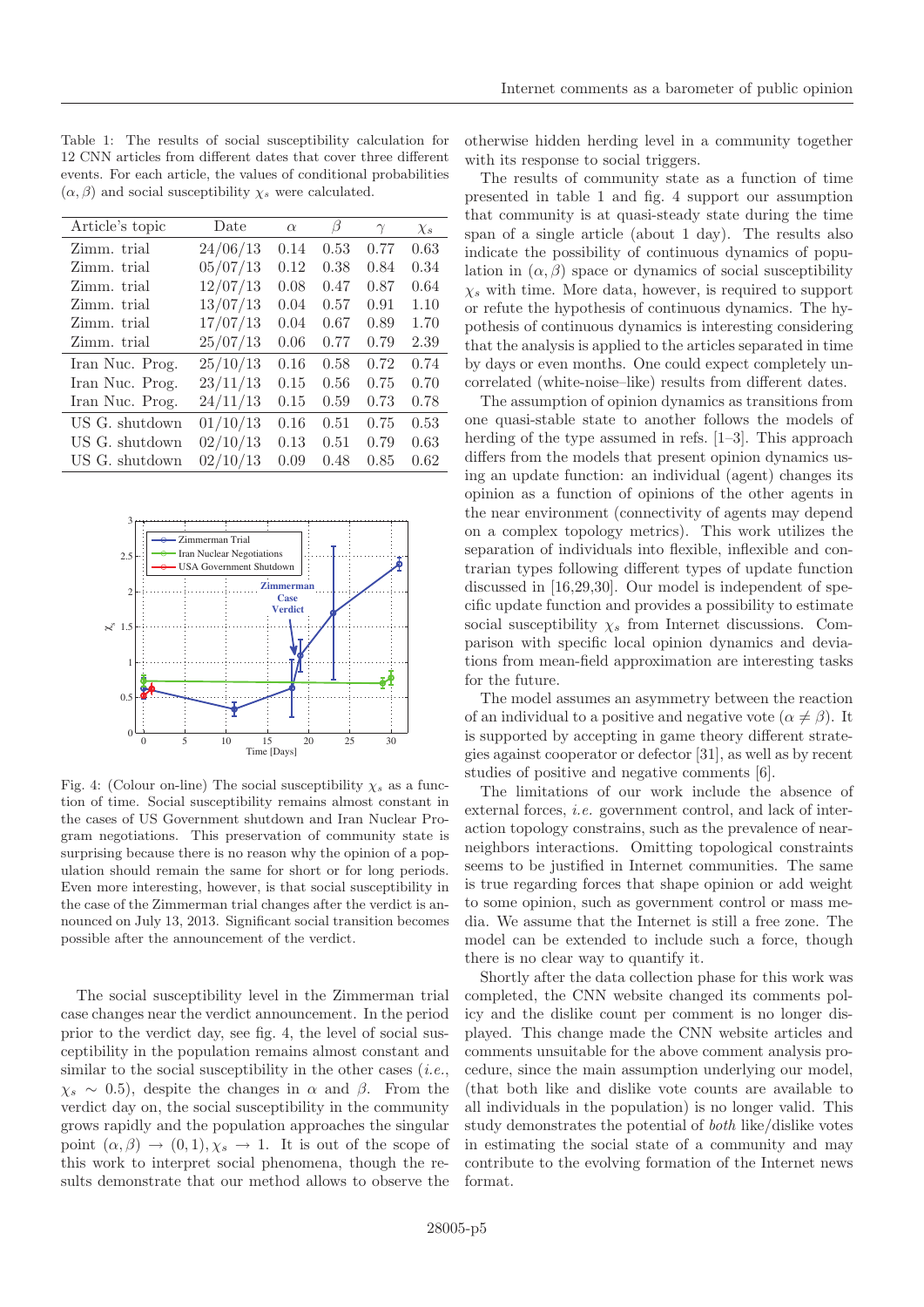Table 1: The results of social susceptibility calculation for 12 CNN articles from different dates that cover three different events. For each article, the values of conditional probabilities $(\alpha, \beta)$ and social susceptibility $\chi_s$ were calculated.

| Article's topic | Date | $\alpha$ | $\beta$ | $\gamma$ | $\chi_s$ |
|---|---|---|---|---|---|
| Zimm. trial | 24/06/13 | 0.14 | 0.53 | 0.77 | 0.63 |
| Zimm. trial | 05/07/13 | 0.12 | 0.38 | 0.84 | 0.34 |
| Zimm. trial | 12/07/13 | 0.08 | 0.47 | 0.87 | 0.64 |
| Zimm. trial | 13/07/13 | 0.04 | 0.57 | 0.91 | 1.10 |
| Zimm. trial | 17/07/13 | 0.04 | 0.67 | 0.89 | 1.70 |
| Zimm. trial | 25/07/13 | 0.06 | 0.77 | 0.79 | 2.39 |
| Iran Nuc. Prog. | 25/10/13 | 0.16 | 0.58 | 0.72 | 0.74 |
| Iran Nuc. Prog. | 23/11/13 | 0.15 | 0.56 | 0.75 | 0.70 |
| Iran Nuc. Prog. | 24/11/13 | 0.15 | 0.59 | 0.73 | 0.78 |
| US G. shutdown | 01/10/13 | 0.16 | 0.51 | 0.75 | 0.53 |
| US G. shutdown | 02/10/13 | 0.13 | 0.51 | 0.79 | 0.63 |
| US G. shutdown | 02/10/13 | 0.09 | 0.48 | 0.85 | 0.62 |

Fig. 4: (Colour on-line) The social susceptibility $\chi_s$ as a function of time. Social susceptibility remains almost constant in the cases of US Government shutdown and Iran Nuclear Program negotiations. This preservation of community state is surprising because there is no reason why the opinion of a population should remain the same for short or for long periods. Even more interesting, however, is that social susceptibility in the case of the Zimmerman trial changes after the verdict is announced on July 13, 2013. Significant social transition becomes possible after the announcement of the verdict.

The social susceptibility level in the Zimmerman trial case changes near the verdict announcement. In the period prior to the verdict day, see fig. 4, the level of social susceptibility in the population remains almost constant and similar to the social susceptibility in the other cases (*i.e.*, $\chi_s \sim 0.5$), despite the changes in $\alpha$ and $\beta$. From the verdict day on, the social susceptibility in the community grows rapidly and the population approaches the singular point $(\alpha, \beta) \to (0, 1), \chi_s \to 1$. It is out of the scope of this work to interpret social phenomena, though the results demonstrate that our method allows to observe the otherwise hidden herding level in a community together with its response to social triggers.

The results of community state as a function of time presented in table 1 and fig. 4 support our assumption that community is at quasi-steady state during the time span of a single article (about 1 day). The results also indicate the possibility of continuous dynamics of population in $(\alpha, \beta)$ space or dynamics of social susceptibility $\chi_s$ with time. More data, however, is required to support or refute the hypothesis of continuous dynamics. The hypothesis of continuous dynamics is interesting considering that the analysis is applied to the articles separated in time by days or even months. One could expect completely uncorrelated (white-noise–like) results from different dates.

The assumption of opinion dynamics as transitions from one quasi-stable state to another follows the models of herding of the type assumed in refs. [1–3]. This approach differs from the models that present opinion dynamics using an update function: an individual (agent) changes its opinion as a function of opinions of the other agents in the near environment (connectivity of agents may depend on a complex topology metrics). This work utilizes the separation of individuals into flexible, inflexible and contrarian types following different types of update function discussed in [16,29,30]. Our model is independent of specific update function and provides a possibility to estimate social susceptibility $\chi_s$ from Internet discussions. Comparison with specific local opinion dynamics and deviations from mean-field approximation are interesting tasks for the future.

The model assumes an asymmetry between the reaction of an individual to a positive and negative vote ($\alpha \neq \beta$). It is supported by accepting in game theory different strategies against cooperator or defector [31], as well as by recent studies of positive and negative comments [6].

The limitations of our work include the absence of external forces, *i.e.* government control, and lack of interaction topology constrains, such as the prevalence of near-neighbors interactions. Omitting topological constraints seems to be justified in Internet communities. The same is true regarding forces that shape opinion or add weight to some opinion, such as government control or mass media. We assume that the Internet is still a free zone. The model can be extended to include such a force, though there is no clear way to quantify it.

Shortly after the data collection phase for this work was completed, the CNN website changed its comments policy and the dislike count per comment is no longer displayed. This change made the CNN website articles and comments unsuitable for the above comment analysis procedure, since the main assumption underlying our model, (that both like and dislike vote counts are available to all individuals in the population) is no longer valid. This study demonstrates the potential of *both* like/dislike votes in estimating the social state of a community and may contribute to the evolving formation of the Internet news format.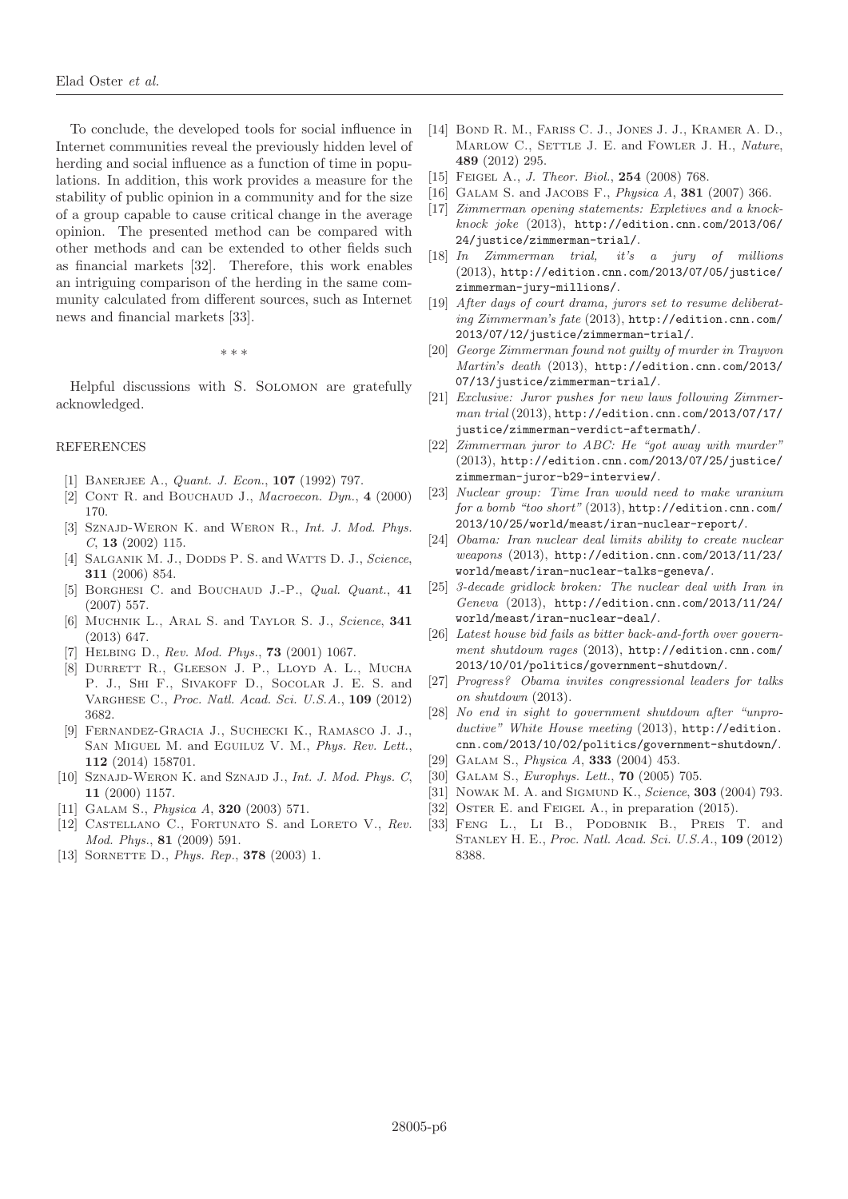To conclude, the developed tools for social influence in Internet communities reveal the previously hidden level of herding and social influence as a function of time in populations. In addition, this work provides a measure for the stability of public opinion in a community and for the size of a group capable to cause critical change in the average opinion. The presented method can be compared with other methods and can be extended to other fields such as financial markets [32]. Therefore, this work enables an intriguing comparison of the herding in the same community calculated from different sources, such as Internet news and financial markets [33].

\* \* \*

Helpful discussions with S. Solomon are gratefully acknowledged.

## REFERENCES

[1] Banerjee A., *Quant. J. Econ.*, **107** (1992) 797.

[2] Cont R. and Bouchaud J., *Macroecon. Dyn.*, **4** (2000) 170.

[3] Sznajd-Weron K. and Weron R., *Int. J. Mod. Phys. C*, **13** (2002) 115.

[4] Salganik M. J., Dodds P. S. and Watts D. J., *Science*, **311** (2006) 854.

[5] Borghesi C. and Bouchaud J.-P., *Qual. Quant.*, **41** (2007) 557.

[6] Muchnik L., Aral S. and Taylor S. J., *Science*, **341** (2013) 647.

[7] Helbing D., *Rev. Mod. Phys.*, **73** (2001) 1067.

[8] Durrett R., Gleeson J. P., Lloyd A. L., Mucha P. J., Shi F., Sivakoff D., Socolar J. E. S. and Varghese C., *Proc. Natl. Acad. Sci. U.S.A.*, **109** (2012) 3682.

[9] Fernandez-Gracia J., Suchecki K., Ramasco J. J., San Miguel M. and Eguiluz V. M., *Phys. Rev. Lett.*, **112** (2014) 158701.

[10] Sznajd-Weron K. and Sznajd J., *Int. J. Mod. Phys. C*, **11** (2000) 1157.

[11] Galam S., *Physica A*, **320** (2003) 571.

[12] Castellano C., Fortunato S. and Loreto V., *Rev. Mod. Phys.*, **81** (2009) 591.

[13] Sornette D., *Phys. Rep.*, **378** (2003) 1.

[14] Bond R. M., Fariss C. J., Jones J. J., Kramer A. D., Marlow C., Settle J. E. and Fowler J. H., *Nature*, **489** (2012) 295.

[15] Feigel A., *J. Theor. Biol.*, **254** (2008) 768.

[16] Galam S. and Jacobs F., *Physica A*, **381** (2007) 366.

[17] *Zimmerman opening statements: Expletives and a knock-knock joke* (2013), http://edition.cnn.com/2013/06/24/justice/zimmerman-trial/.

[18] *In Zimmerman trial, it's a jury of millions* (2013), http://edition.cnn.com/2013/07/05/justice/zimmerman-jury-millions/.

[19] *After days of court drama, jurors set to resume deliberating Zimmerman's fate* (2013), http://edition.cnn.com/2013/07/12/justice/zimmerman-trial/.

[20] *George Zimmerman found not guilty of murder in Trayvon Martin's death* (2013), http://edition.cnn.com/2013/07/13/justice/zimmerman-trial/.

[21] *Exclusive: Juror pushes for new laws following Zimmerman trial* (2013), http://edition.cnn.com/2013/07/17/justice/zimmerman-verdict-aftermath/.

[22] *Zimmerman juror to ABC: He "got away with murder"* (2013), http://edition.cnn.com/2013/07/25/justice/zimmerman-juror-b29-interview/.

[23] *Nuclear group: Time Iran would need to make uranium for a bomb "too short"* (2013), http://edition.cnn.com/2013/10/25/world/meast/iran-nuclear-report/.

[24] *Obama: Iran nuclear deal limits ability to create nuclear weapons* (2013), http://edition.cnn.com/2013/11/23/world/meast/iran-nuclear-talks-geneva/.

[25] *3-decade gridlock broken: The nuclear deal with Iran in Geneva* (2013), http://edition.cnn.com/2013/11/24/world/meast/iran-nuclear-deal/.

[26] *Latest house bid fails as bitter back-and-forth over government shutdown rages* (2013), http://edition.cnn.com/2013/10/01/politics/government-shutdown/.

[27] *Progress? Obama invites congressional leaders for talks on shutdown* (2013).

[28] *No end in sight to government shutdown after "unproductive" White House meeting* (2013), http://edition.cnn.com/2013/10/02/politics/government-shutdown/.

[29] Galam S., *Physica A*, **333** (2004) 453.

[30] Galam S., *Europhys. Lett.*, **70** (2005) 705.

[31] Nowak M. A. and Sigmund K., *Science*, **303** (2004) 793.

[32] Oster E. and Feigel A., in preparation (2015).

[33] Feng L., Li B., Podobnik B., Preis T. and Stanley H. E., *Proc. Natl. Acad. Sci. U.S.A.*, **109** (2012) 8388.